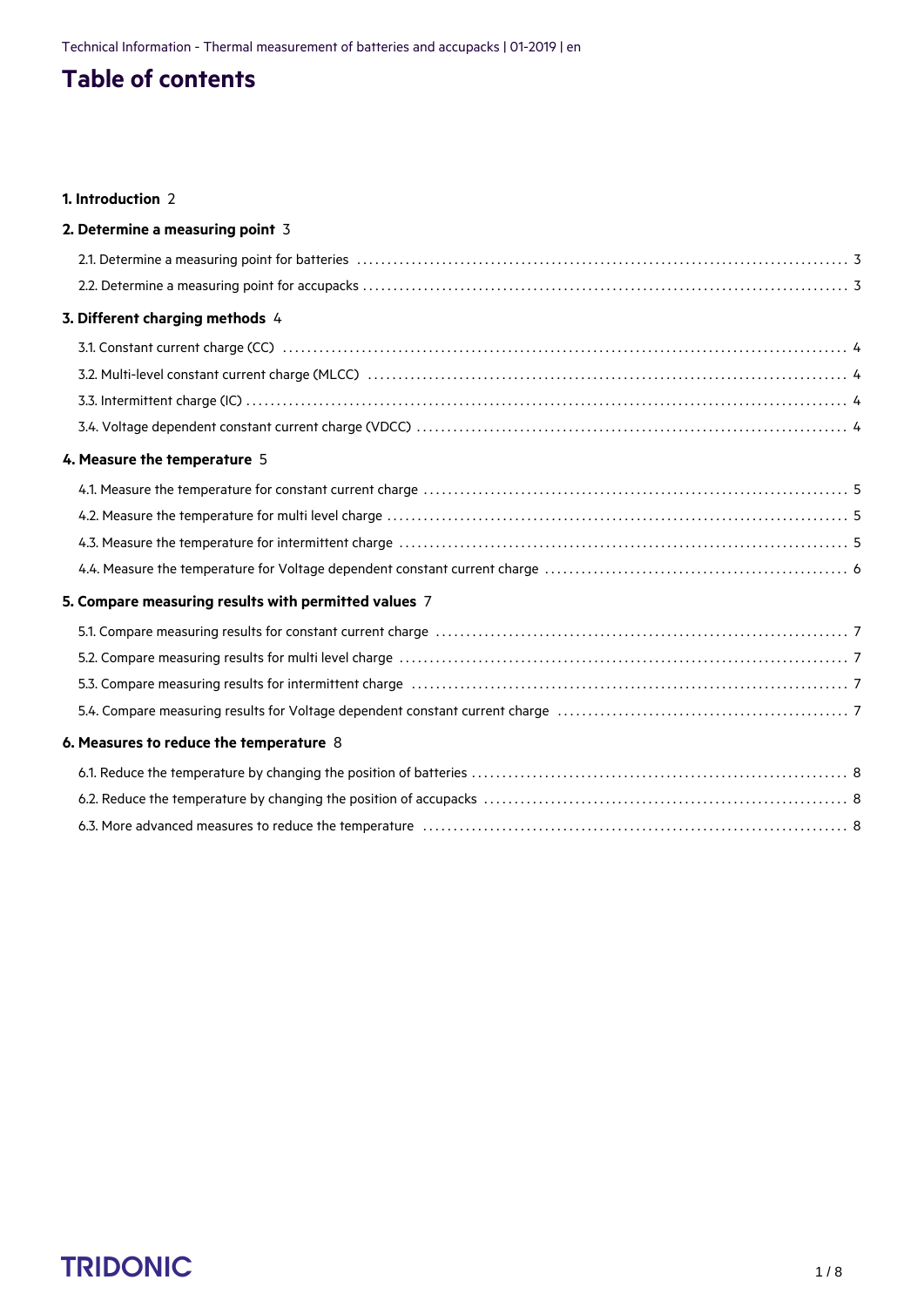# Table of contents

**1. Introduction** 2

**2. Determine a measuring point** 3

- 2.1. Determine a measuring point for batteries ..... 3
- 2.2. Determine a measuring point for accupacks ..... 3

**3. Different charging methods** 4

- 3.1. Constant current charge (CC) ..... 4
- 3.2. Multi-level constant current charge (MLCC) ..... 4
- 3.3. Intermittent charge (IC) ..... 4
- 3.4. Voltage dependent constant current charge (VDCC) ..... 4

**4. Measure the temperature** 5

- 4.1. Measure the temperature for constant current charge ..... 5
- 4.2. Measure the temperature for multi level charge ..... 5
- 4.3. Measure the temperature for intermittent charge ..... 5
- 4.4. Measure the temperature for Voltage dependent constant current charge ..... 6

**5. Compare measuring results with permitted values** 7

- 5.1. Compare measuring results for constant current charge ..... 7
- 5.2. Compare measuring results for multi level charge ..... 7
- 5.3. Compare measuring results for intermittent charge ..... 7
- 5.4. Compare measuring results for Voltage dependent constant current charge ..... 7

**6. Measures to reduce the temperature** 8

- 6.1. Reduce the temperature by changing the position of batteries ..... 8
- 6.2. Reduce the temperature by changing the position of accupacks ..... 8
- 6.3. More advanced measures to reduce the temperature ..... 8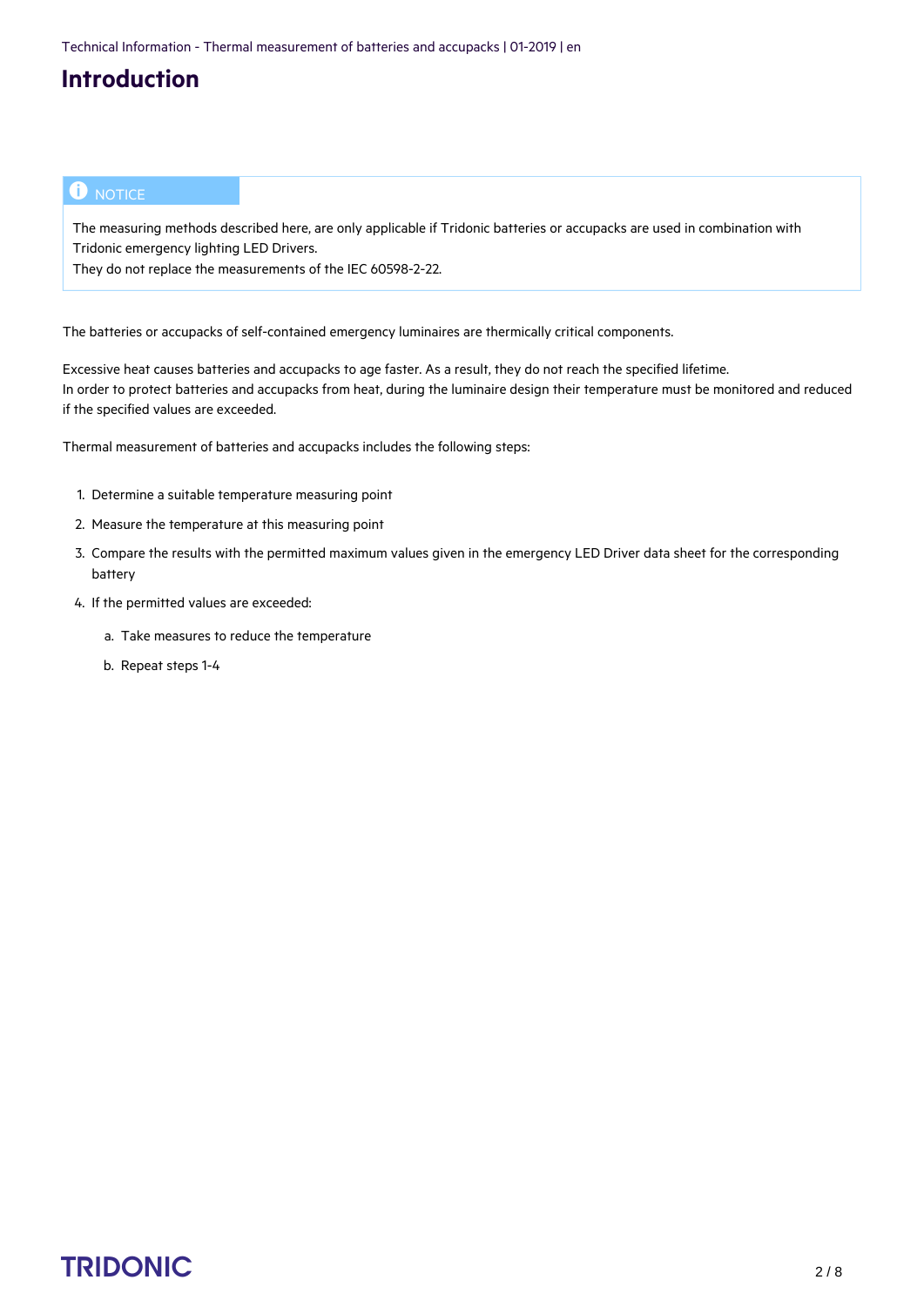# Introduction

> **NOTICE**
>
> The measuring methods described here, are only applicable if Tridonic batteries or accupacks are used in combination with Tridonic emergency lighting LED Drivers.
> They do not replace the measurements of the IEC 60598-2-22.

The batteries or accupacks of self-contained emergency luminaires are thermically critical components.

Excessive heat causes batteries and accupacks to age faster. As a result, they do not reach the specified lifetime.
In order to protect batteries and accupacks from heat, during the luminaire design their temperature must be monitored and reduced if the specified values are exceeded.

Thermal measurement of batteries and accupacks includes the following steps:

1. Determine a suitable temperature measuring point
2. Measure the temperature at this measuring point
3. Compare the results with the permitted maximum values given in the emergency LED Driver data sheet for the corresponding battery
4. If the permitted values are exceeded:
   a. Take measures to reduce the temperature
   b. Repeat steps 1-4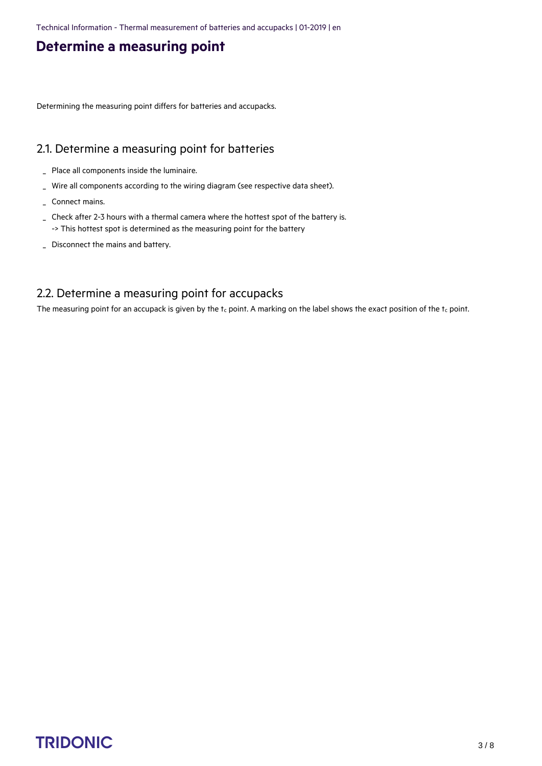# Determine a measuring point

Determining the measuring point differs for batteries and accupacks.

## 2.1. Determine a measuring point for batteries

- Place all components inside the luminaire.
- Wire all components according to the wiring diagram (see respective data sheet).
- Connect mains.
- Check after 2-3 hours with a thermal camera where the hottest spot of the battery is.
  -> This hottest spot is determined as the measuring point for the battery
- Disconnect the mains and battery.

## 2.2. Determine a measuring point for accupacks

The measuring point for an accupack is given by the $t_c$ point. A marking on the label shows the exact position of the $t_c$ point.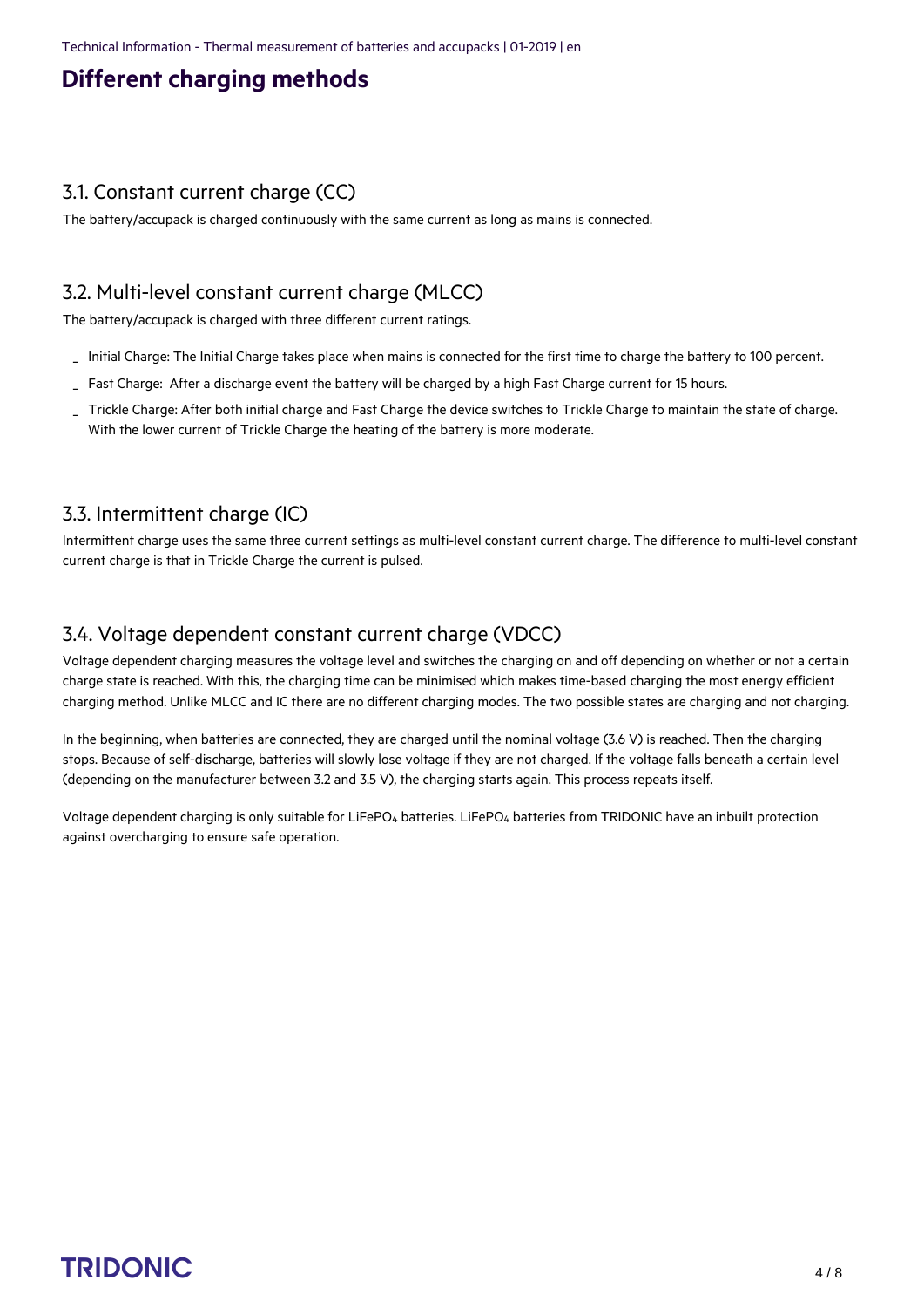# Different charging methods

## 3.1. Constant current charge (CC)

The battery/accupack is charged continuously with the same current as long as mains is connected.

## 3.2. Multi-level constant current charge (MLCC)

The battery/accupack is charged with three different current ratings.

- Initial Charge: The Initial Charge takes place when mains is connected for the first time to charge the battery to 100 percent.
- Fast Charge: After a discharge event the battery will be charged by a high Fast Charge current for 15 hours.
- Trickle Charge: After both initial charge and Fast Charge the device switches to Trickle Charge to maintain the state of charge. With the lower current of Trickle Charge the heating of the battery is more moderate.

## 3.3. Intermittent charge (IC)

Intermittent charge uses the same three current settings as multi-level constant current charge. The difference to multi-level constant current charge is that in Trickle Charge the current is pulsed.

## 3.4. Voltage dependent constant current charge (VDCC)

Voltage dependent charging measures the voltage level and switches the charging on and off depending on whether or not a certain charge state is reached. With this, the charging time can be minimised which makes time-based charging the most energy efficient charging method. Unlike MLCC and IC there are no different charging modes. The two possible states are charging and not charging.

In the beginning, when batteries are connected, they are charged until the nominal voltage (3.6 V) is reached. Then the charging stops. Because of self-discharge, batteries will slowly lose voltage if they are not charged. If the voltage falls beneath a certain level (depending on the manufacturer between 3.2 and 3.5 V), the charging starts again. This process repeats itself.

Voltage dependent charging is only suitable for $LiFePO_4$ batteries. $LiFePO_4$ batteries from TRIDONIC have an inbuilt protection against overcharging to ensure safe operation.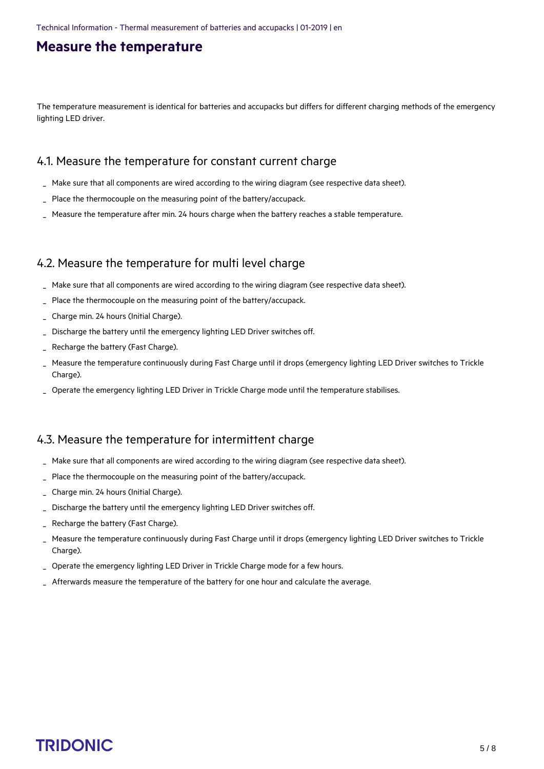# Measure the temperature

The temperature measurement is identical for batteries and accupacks but differs for different charging methods of the emergency lighting LED driver.

## 4.1. Measure the temperature for constant current charge

- Make sure that all components are wired according to the wiring diagram (see respective data sheet).
- Place the thermocouple on the measuring point of the battery/accupack.
- Measure the temperature after min. 24 hours charge when the battery reaches a stable temperature.

## 4.2. Measure the temperature for multi level charge

- Make sure that all components are wired according to the wiring diagram (see respective data sheet).
- Place the thermocouple on the measuring point of the battery/accupack.
- Charge min. 24 hours (Initial Charge).
- Discharge the battery until the emergency lighting LED Driver switches off.
- Recharge the battery (Fast Charge).
- Measure the temperature continuously during Fast Charge until it drops (emergency lighting LED Driver switches to Trickle Charge).
- Operate the emergency lighting LED Driver in Trickle Charge mode until the temperature stabilises.

## 4.3. Measure the temperature for intermittent charge

- Make sure that all components are wired according to the wiring diagram (see respective data sheet).
- Place the thermocouple on the measuring point of the battery/accupack.
- Charge min. 24 hours (Initial Charge).
- Discharge the battery until the emergency lighting LED Driver switches off.
- Recharge the battery (Fast Charge).
- Measure the temperature continuously during Fast Charge until it drops (emergency lighting LED Driver switches to Trickle Charge).
- Operate the emergency lighting LED Driver in Trickle Charge mode for a few hours.
- Afterwards measure the temperature of the battery for one hour and calculate the average.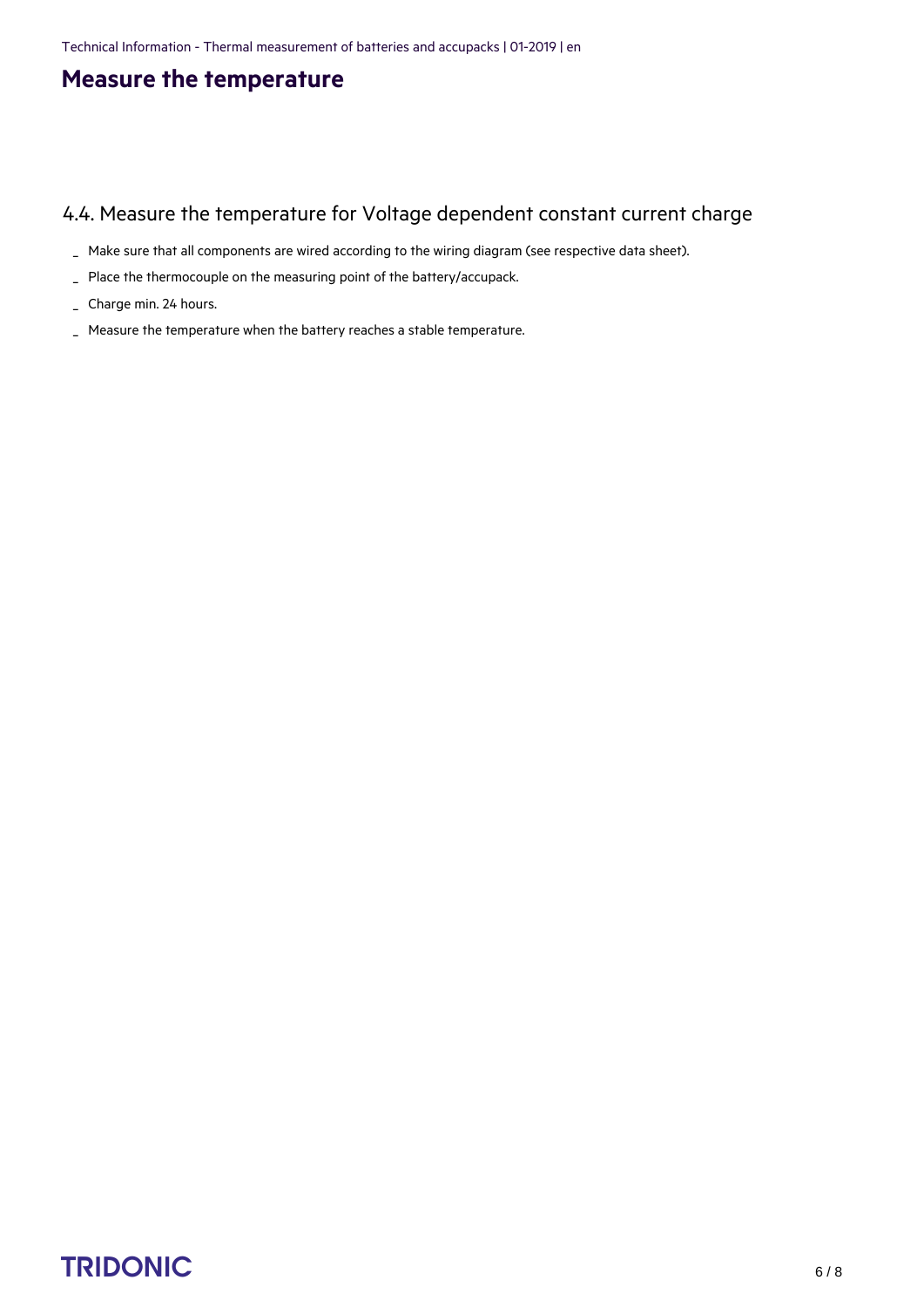# Measure the temperature

## 4.4. Measure the temperature for Voltage dependent constant current charge

- Make sure that all components are wired according to the wiring diagram (see respective data sheet).
- Place the thermocouple on the measuring point of the battery/accupack.
- Charge min. 24 hours.
- Measure the temperature when the battery reaches a stable temperature.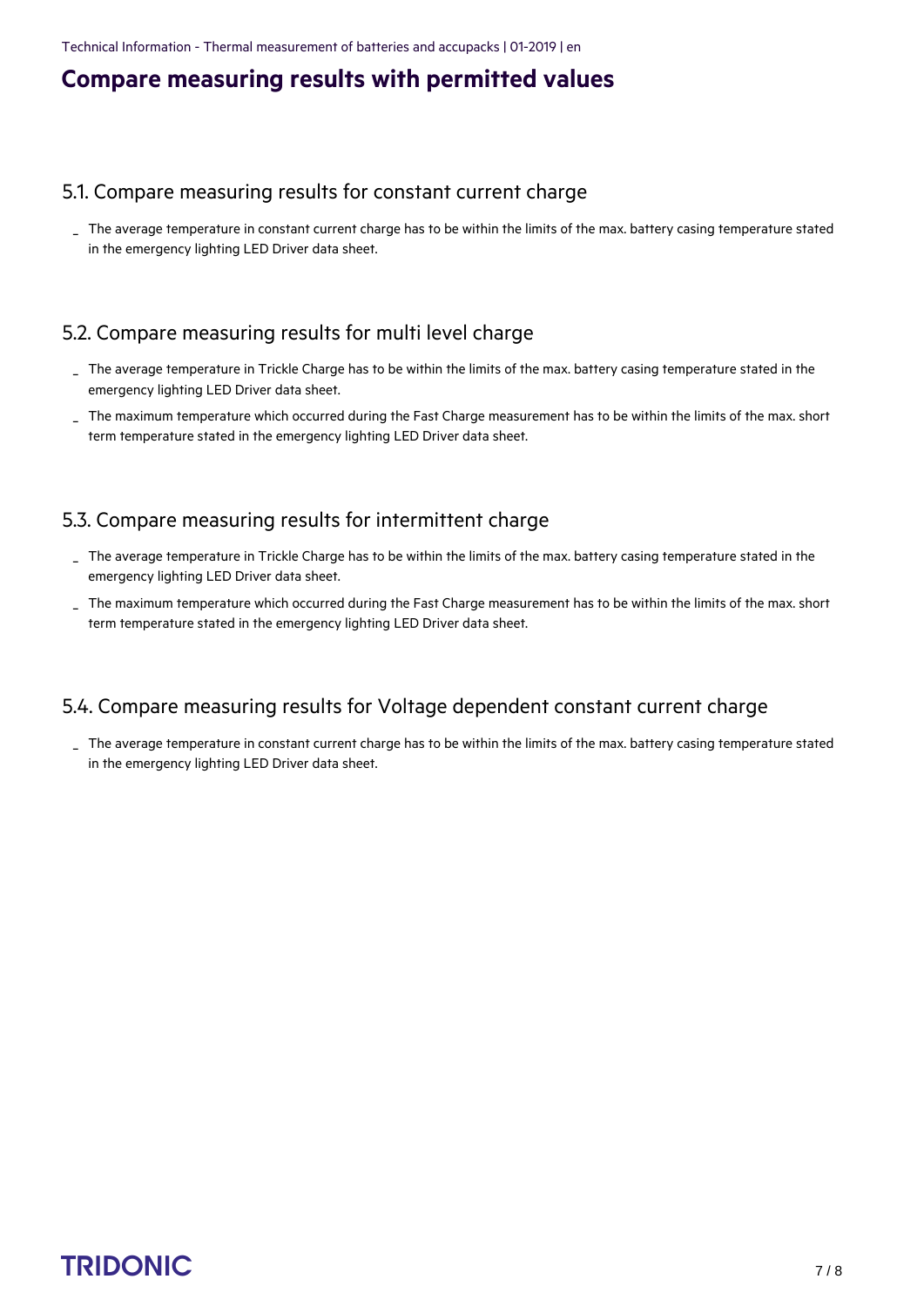# Compare measuring results with permitted values

## 5.1. Compare measuring results for constant current charge

- The average temperature in constant current charge has to be within the limits of the max. battery casing temperature stated in the emergency lighting LED Driver data sheet.

## 5.2. Compare measuring results for multi level charge

- The average temperature in Trickle Charge has to be within the limits of the max. battery casing temperature stated in the emergency lighting LED Driver data sheet.
- The maximum temperature which occurred during the Fast Charge measurement has to be within the limits of the max. short term temperature stated in the emergency lighting LED Driver data sheet.

## 5.3. Compare measuring results for intermittent charge

- The average temperature in Trickle Charge has to be within the limits of the max. battery casing temperature stated in the emergency lighting LED Driver data sheet.
- The maximum temperature which occurred during the Fast Charge measurement has to be within the limits of the max. short term temperature stated in the emergency lighting LED Driver data sheet.

## 5.4. Compare measuring results for Voltage dependent constant current charge

- The average temperature in constant current charge has to be within the limits of the max. battery casing temperature stated in the emergency lighting LED Driver data sheet.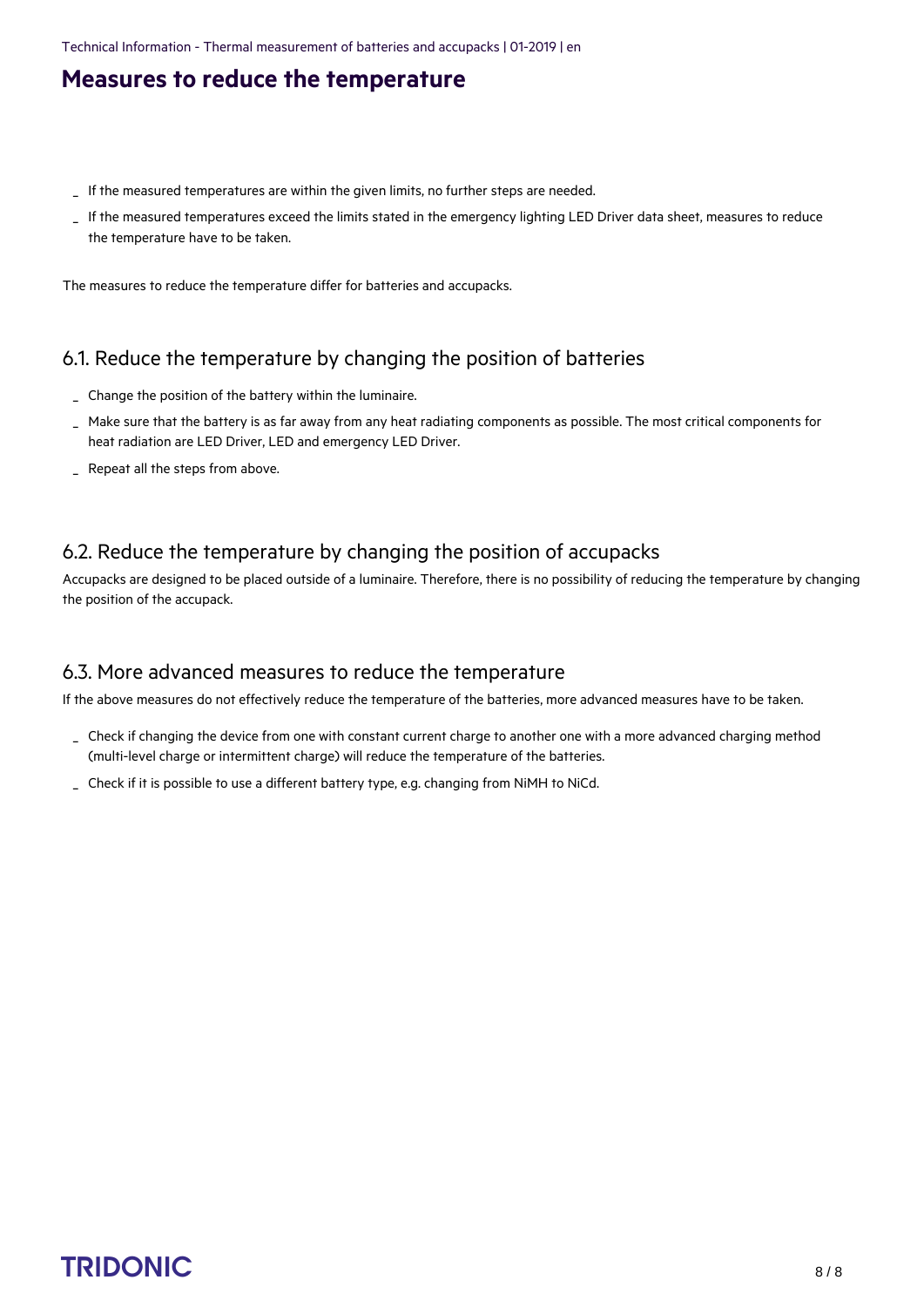# Measures to reduce the temperature

- If the measured temperatures are within the given limits, no further steps are needed.
- If the measured temperatures exceed the limits stated in the emergency lighting LED Driver data sheet, measures to reduce the temperature have to be taken.

The measures to reduce the temperature differ for batteries and accupacks.

## 6.1. Reduce the temperature by changing the position of batteries

- Change the position of the battery within the luminaire.
- Make sure that the battery is as far away from any heat radiating components as possible. The most critical components for heat radiation are LED Driver, LED and emergency LED Driver.
- Repeat all the steps from above.

## 6.2. Reduce the temperature by changing the position of accupacks

Accupacks are designed to be placed outside of a luminaire. Therefore, there is no possibility of reducing the temperature by changing the position of the accupack.

## 6.3. More advanced measures to reduce the temperature

If the above measures do not effectively reduce the temperature of the batteries, more advanced measures have to be taken.

- Check if changing the device from one with constant current charge to another one with a more advanced charging method (multi-level charge or intermittent charge) will reduce the temperature of the batteries.
- Check if it is possible to use a different battery type, e.g. changing from NiMH to NiCd.